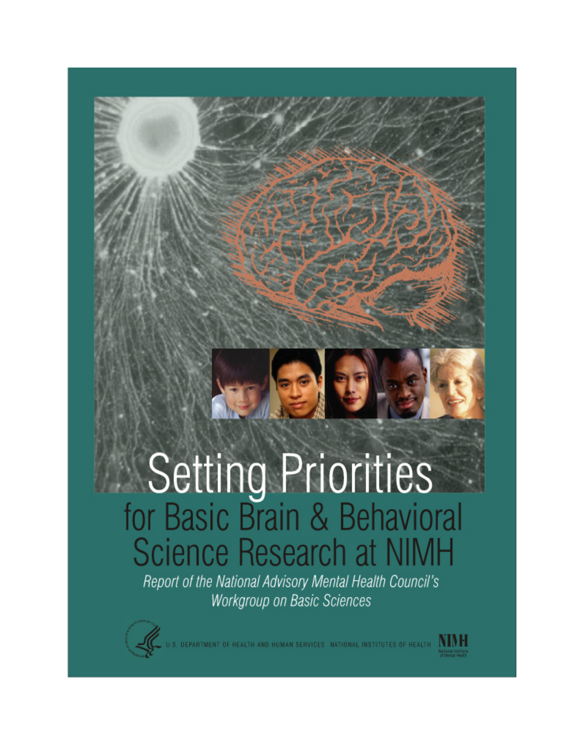# Setting Priorities for Basic Brain & Behavioral Science Research at NIMH

*Report of the National Advisory Mental Health Council's Workgroup on Basic Sciences*

U.S. DEPARTMENT OF HEALTH AND HUMAN SERVICES · NATIONAL INSTITUTES OF HEALTH

NIMH
National Institute of Mental Health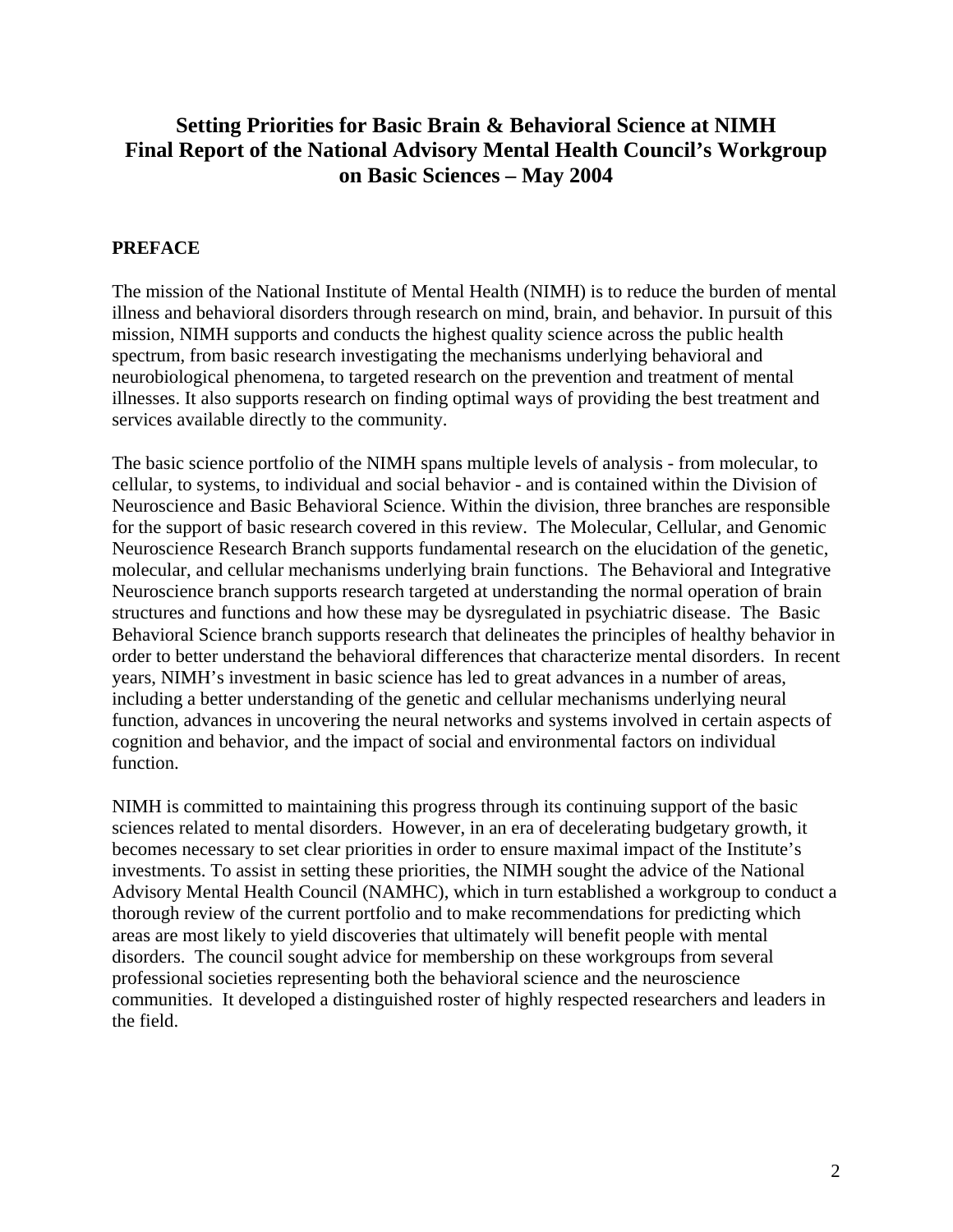# Setting Priorities for Basic Brain & Behavioral Science at NIMH
# Final Report of the National Advisory Mental Health Council's Workgroup on Basic Sciences – May 2004

## PREFACE

The mission of the National Institute of Mental Health (NIMH) is to reduce the burden of mental illness and behavioral disorders through research on mind, brain, and behavior. In pursuit of this mission, NIMH supports and conducts the highest quality science across the public health spectrum, from basic research investigating the mechanisms underlying behavioral and neurobiological phenomena, to targeted research on the prevention and treatment of mental illnesses. It also supports research on finding optimal ways of providing the best treatment and services available directly to the community.

The basic science portfolio of the NIMH spans multiple levels of analysis - from molecular, to cellular, to systems, to individual and social behavior - and is contained within the Division of Neuroscience and Basic Behavioral Science. Within the division, three branches are responsible for the support of basic research covered in this review. The Molecular, Cellular, and Genomic Neuroscience Research Branch supports fundamental research on the elucidation of the genetic, molecular, and cellular mechanisms underlying brain functions. The Behavioral and Integrative Neuroscience branch supports research targeted at understanding the normal operation of brain structures and functions and how these may be dysregulated in psychiatric disease. The Basic Behavioral Science branch supports research that delineates the principles of healthy behavior in order to better understand the behavioral differences that characterize mental disorders. In recent years, NIMH's investment in basic science has led to great advances in a number of areas, including a better understanding of the genetic and cellular mechanisms underlying neural function, advances in uncovering the neural networks and systems involved in certain aspects of cognition and behavior, and the impact of social and environmental factors on individual function.

NIMH is committed to maintaining this progress through its continuing support of the basic sciences related to mental disorders. However, in an era of decelerating budgetary growth, it becomes necessary to set clear priorities in order to ensure maximal impact of the Institute's investments. To assist in setting these priorities, the NIMH sought the advice of the National Advisory Mental Health Council (NAMHC), which in turn established a workgroup to conduct a thorough review of the current portfolio and to make recommendations for predicting which areas are most likely to yield discoveries that ultimately will benefit people with mental disorders. The council sought advice for membership on these workgroups from several professional societies representing both the behavioral science and the neuroscience communities. It developed a distinguished roster of highly respected researchers and leaders in the field.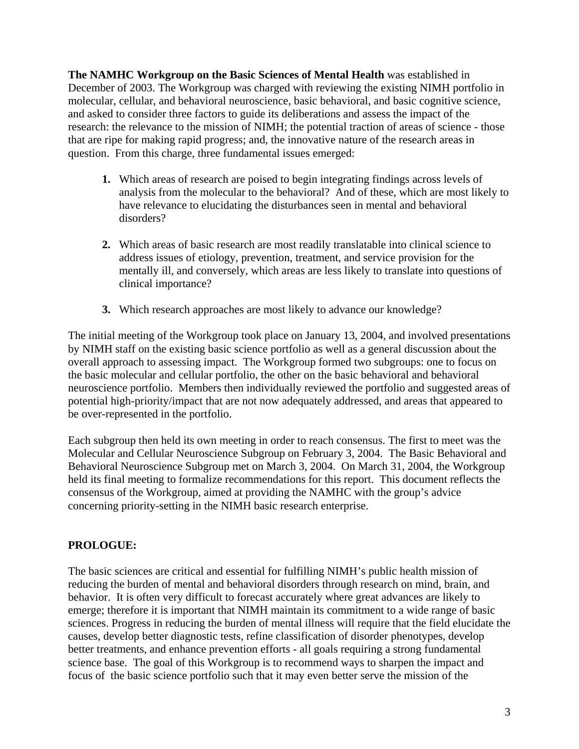**The NAMHC Workgroup on the Basic Sciences of Mental Health** was established in December of 2003. The Workgroup was charged with reviewing the existing NIMH portfolio in molecular, cellular, and behavioral neuroscience, basic behavioral, and basic cognitive science, and asked to consider three factors to guide its deliberations and assess the impact of the research: the relevance to the mission of NIMH; the potential traction of areas of science - those that are ripe for making rapid progress; and, the innovative nature of the research areas in question. From this charge, three fundamental issues emerged:

1. Which areas of research are poised to begin integrating findings across levels of analysis from the molecular to the behavioral? And of these, which are most likely to have relevance to elucidating the disturbances seen in mental and behavioral disorders?

2. Which areas of basic research are most readily translatable into clinical science to address issues of etiology, prevention, treatment, and service provision for the mentally ill, and conversely, which areas are less likely to translate into questions of clinical importance?

3. Which research approaches are most likely to advance our knowledge?

The initial meeting of the Workgroup took place on January 13, 2004, and involved presentations by NIMH staff on the existing basic science portfolio as well as a general discussion about the overall approach to assessing impact. The Workgroup formed two subgroups: one to focus on the basic molecular and cellular portfolio, the other on the basic behavioral and behavioral neuroscience portfolio. Members then individually reviewed the portfolio and suggested areas of potential high-priority/impact that are not now adequately addressed, and areas that appeared to be over-represented in the portfolio.

Each subgroup then held its own meeting in order to reach consensus. The first to meet was the Molecular and Cellular Neuroscience Subgroup on February 3, 2004. The Basic Behavioral and Behavioral Neuroscience Subgroup met on March 3, 2004. On March 31, 2004, the Workgroup held its final meeting to formalize recommendations for this report. This document reflects the consensus of the Workgroup, aimed at providing the NAMHC with the group's advice concerning priority-setting in the NIMH basic research enterprise.

## PROLOGUE:

The basic sciences are critical and essential for fulfilling NIMH's public health mission of reducing the burden of mental and behavioral disorders through research on mind, brain, and behavior. It is often very difficult to forecast accurately where great advances are likely to emerge; therefore it is important that NIMH maintain its commitment to a wide range of basic sciences. Progress in reducing the burden of mental illness will require that the field elucidate the causes, develop better diagnostic tests, refine classification of disorder phenotypes, develop better treatments, and enhance prevention efforts - all goals requiring a strong fundamental science base. The goal of this Workgroup is to recommend ways to sharpen the impact and focus of the basic science portfolio such that it may even better serve the mission of the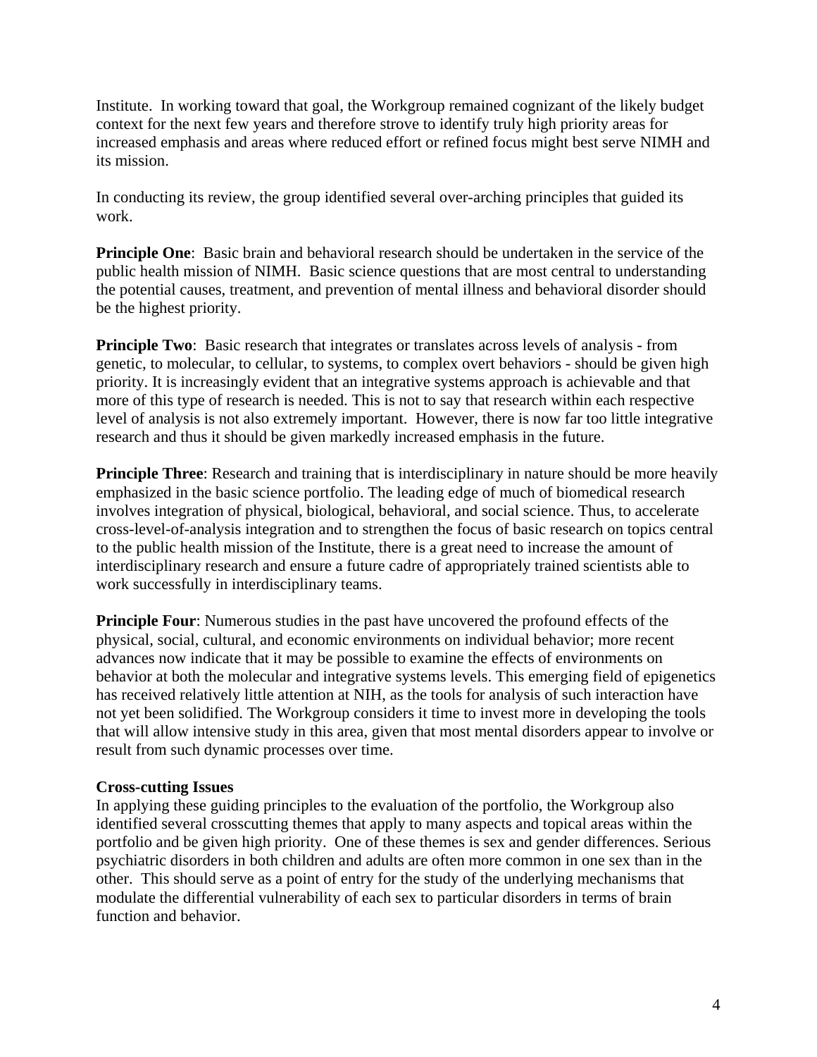Institute. In working toward that goal, the Workgroup remained cognizant of the likely budget context for the next few years and therefore strove to identify truly high priority areas for increased emphasis and areas where reduced effort or refined focus might best serve NIMH and its mission.

In conducting its review, the group identified several over-arching principles that guided its work.

**Principle One**: Basic brain and behavioral research should be undertaken in the service of the public health mission of NIMH. Basic science questions that are most central to understanding the potential causes, treatment, and prevention of mental illness and behavioral disorder should be the highest priority.

**Principle Two**: Basic research that integrates or translates across levels of analysis - from genetic, to molecular, to cellular, to systems, to complex overt behaviors - should be given high priority. It is increasingly evident that an integrative systems approach is achievable and that more of this type of research is needed. This is not to say that research within each respective level of analysis is not also extremely important. However, there is now far too little integrative research and thus it should be given markedly increased emphasis in the future.

**Principle Three**: Research and training that is interdisciplinary in nature should be more heavily emphasized in the basic science portfolio. The leading edge of much of biomedical research involves integration of physical, biological, behavioral, and social science. Thus, to accelerate cross-level-of-analysis integration and to strengthen the focus of basic research on topics central to the public health mission of the Institute, there is a great need to increase the amount of interdisciplinary research and ensure a future cadre of appropriately trained scientists able to work successfully in interdisciplinary teams.

**Principle Four**: Numerous studies in the past have uncovered the profound effects of the physical, social, cultural, and economic environments on individual behavior; more recent advances now indicate that it may be possible to examine the effects of environments on behavior at both the molecular and integrative systems levels. This emerging field of epigenetics has received relatively little attention at NIH, as the tools for analysis of such interaction have not yet been solidified. The Workgroup considers it time to invest more in developing the tools that will allow intensive study in this area, given that most mental disorders appear to involve or result from such dynamic processes over time.

**Cross-cutting Issues**

In applying these guiding principles to the evaluation of the portfolio, the Workgroup also identified several crosscutting themes that apply to many aspects and topical areas within the portfolio and be given high priority. One of these themes is sex and gender differences. Serious psychiatric disorders in both children and adults are often more common in one sex than in the other. This should serve as a point of entry for the study of the underlying mechanisms that modulate the differential vulnerability of each sex to particular disorders in terms of brain function and behavior.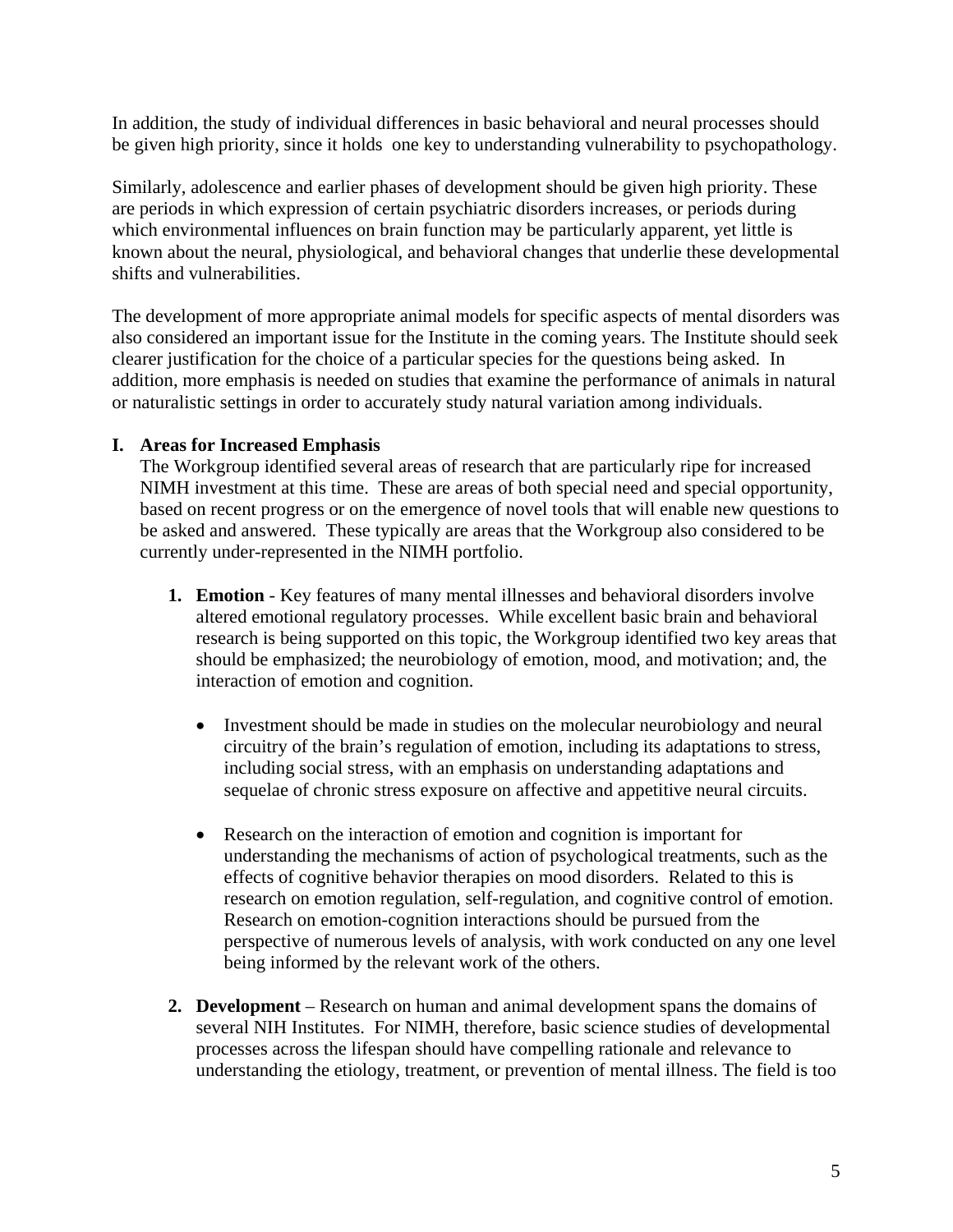In addition, the study of individual differences in basic behavioral and neural processes should be given high priority, since it holds one key to understanding vulnerability to psychopathology.

Similarly, adolescence and earlier phases of development should be given high priority. These are periods in which expression of certain psychiatric disorders increases, or periods during which environmental influences on brain function may be particularly apparent, yet little is known about the neural, physiological, and behavioral changes that underlie these developmental shifts and vulnerabilities.

The development of more appropriate animal models for specific aspects of mental disorders was also considered an important issue for the Institute in the coming years. The Institute should seek clearer justification for the choice of a particular species for the questions being asked. In addition, more emphasis is needed on studies that examine the performance of animals in natural or naturalistic settings in order to accurately study natural variation among individuals.

## I. Areas for Increased Emphasis

The Workgroup identified several areas of research that are particularly ripe for increased NIMH investment at this time. These are areas of both special need and special opportunity, based on recent progress or on the emergence of novel tools that will enable new questions to be asked and answered. These typically are areas that the Workgroup also considered to be currently under-represented in the NIMH portfolio.

1. **Emotion** - Key features of many mental illnesses and behavioral disorders involve altered emotional regulatory processes. While excellent basic brain and behavioral research is being supported on this topic, the Workgroup identified two key areas that should be emphasized; the neurobiology of emotion, mood, and motivation; and, the interaction of emotion and cognition.

    - Investment should be made in studies on the molecular neurobiology and neural circuitry of the brain's regulation of emotion, including its adaptations to stress, including social stress, with an emphasis on understanding adaptations and sequelae of chronic stress exposure on affective and appetitive neural circuits.

    - Research on the interaction of emotion and cognition is important for understanding the mechanisms of action of psychological treatments, such as the effects of cognitive behavior therapies on mood disorders. Related to this is research on emotion regulation, self-regulation, and cognitive control of emotion. Research on emotion-cognition interactions should be pursued from the perspective of numerous levels of analysis, with work conducted on any one level being informed by the relevant work of the others.

2. **Development** – Research on human and animal development spans the domains of several NIH Institutes. For NIMH, therefore, basic science studies of developmental processes across the lifespan should have compelling rationale and relevance to understanding the etiology, treatment, or prevention of mental illness. The field is too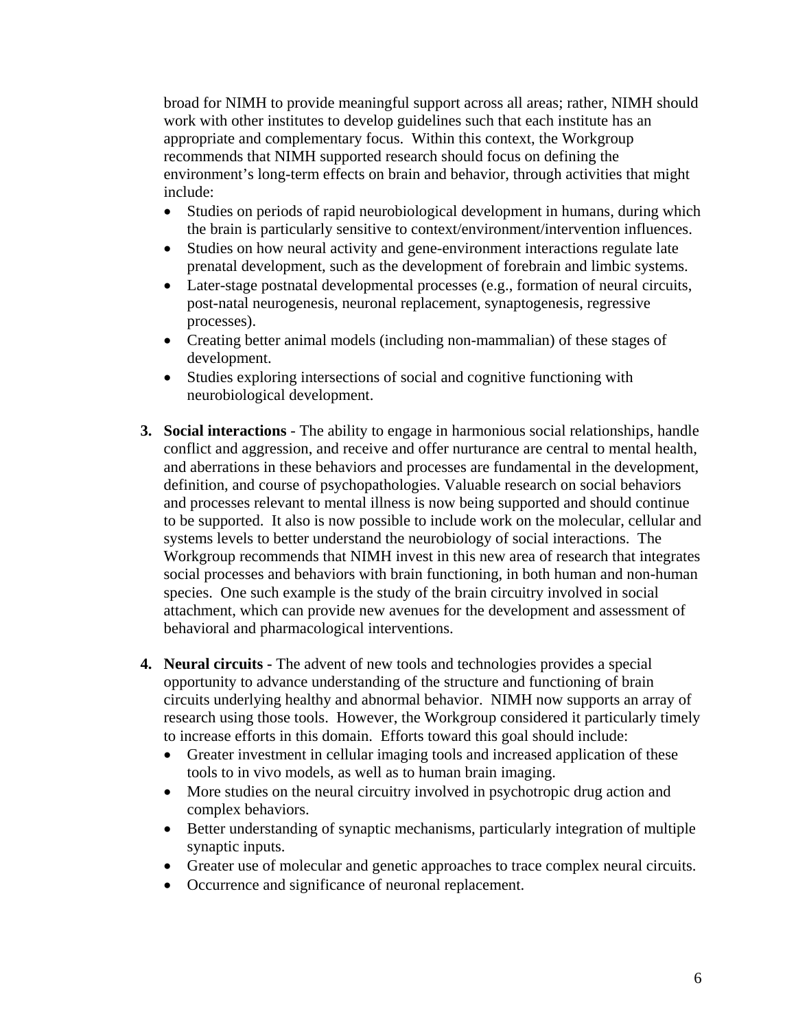broad for NIMH to provide meaningful support across all areas; rather, NIMH should work with other institutes to develop guidelines such that each institute has an appropriate and complementary focus. Within this context, the Workgroup recommends that NIMH supported research should focus on defining the environment's long-term effects on brain and behavior, through activities that might include:

- Studies on periods of rapid neurobiological development in humans, during which the brain is particularly sensitive to context/environment/intervention influences.
- Studies on how neural activity and gene-environment interactions regulate late prenatal development, such as the development of forebrain and limbic systems.
- Later-stage postnatal developmental processes (e.g., formation of neural circuits, post-natal neurogenesis, neuronal replacement, synaptogenesis, regressive processes).
- Creating better animal models (including non-mammalian) of these stages of development.
- Studies exploring intersections of social and cognitive functioning with neurobiological development.

3. **Social interactions** - The ability to engage in harmonious social relationships, handle conflict and aggression, and receive and offer nurturance are central to mental health, and aberrations in these behaviors and processes are fundamental in the development, definition, and course of psychopathologies. Valuable research on social behaviors and processes relevant to mental illness is now being supported and should continue to be supported. It also is now possible to include work on the molecular, cellular and systems levels to better understand the neurobiology of social interactions. The Workgroup recommends that NIMH invest in this new area of research that integrates social processes and behaviors with brain functioning, in both human and non-human species. One such example is the study of the brain circuitry involved in social attachment, which can provide new avenues for the development and assessment of behavioral and pharmacological interventions.

4. **Neural circuits -** The advent of new tools and technologies provides a special opportunity to advance understanding of the structure and functioning of brain circuits underlying healthy and abnormal behavior. NIMH now supports an array of research using those tools. However, the Workgroup considered it particularly timely to increase efforts in this domain. Efforts toward this goal should include:
   - Greater investment in cellular imaging tools and increased application of these tools to in vivo models, as well as to human brain imaging.
   - More studies on the neural circuitry involved in psychotropic drug action and complex behaviors.
   - Better understanding of synaptic mechanisms, particularly integration of multiple synaptic inputs.
   - Greater use of molecular and genetic approaches to trace complex neural circuits.
   - Occurrence and significance of neuronal replacement.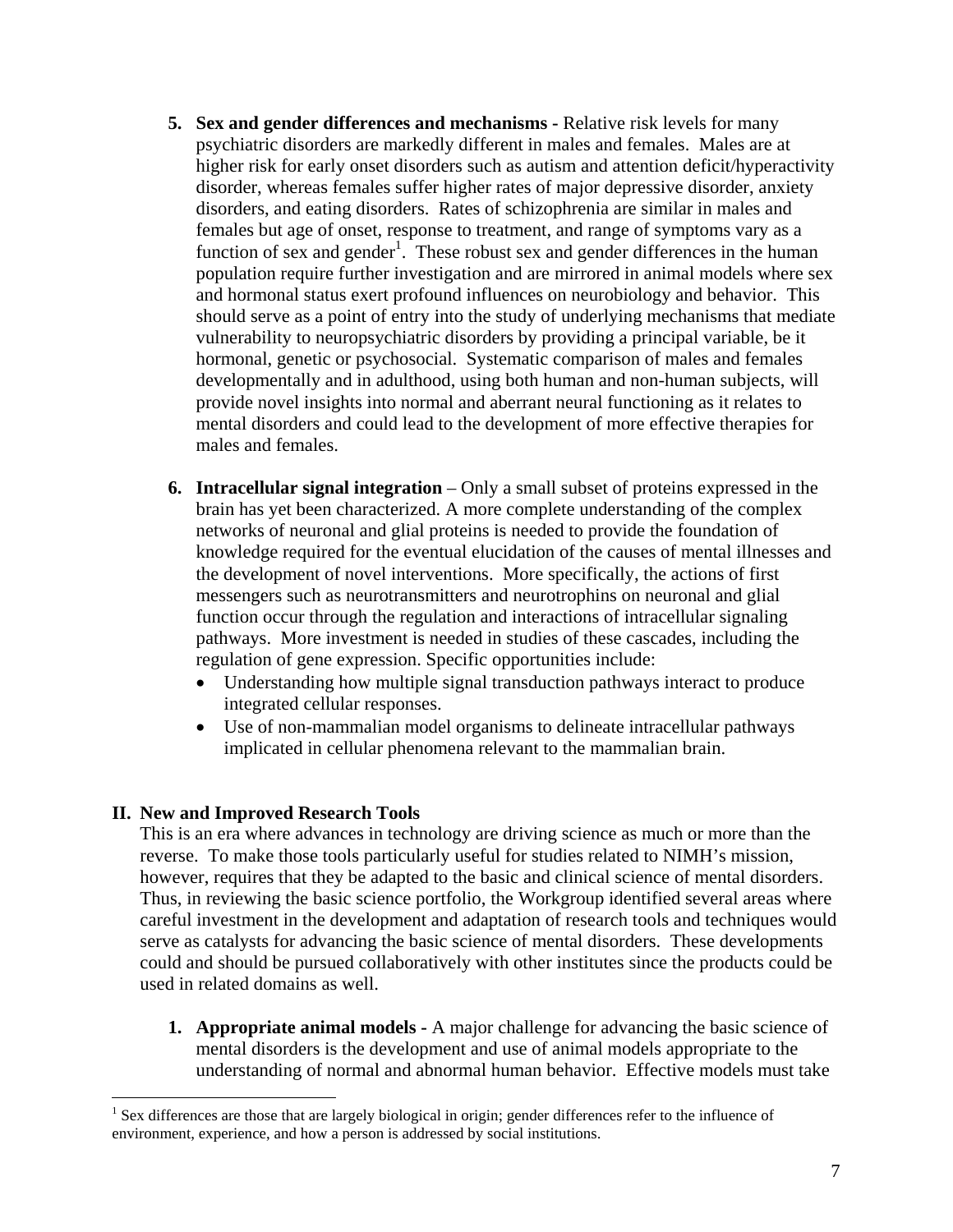5. **Sex and gender differences and mechanisms -** Relative risk levels for many psychiatric disorders are markedly different in males and females. Males are at higher risk for early onset disorders such as autism and attention deficit/hyperactivity disorder, whereas females suffer higher rates of major depressive disorder, anxiety disorders, and eating disorders. Rates of schizophrenia are similar in males and females but age of onset, response to treatment, and range of symptoms vary as a function of sex and gender[1]. These robust sex and gender differences in the human population require further investigation and are mirrored in animal models where sex and hormonal status exert profound influences on neurobiology and behavior. This should serve as a point of entry into the study of underlying mechanisms that mediate vulnerability to neuropsychiatric disorders by providing a principal variable, be it hormonal, genetic or psychosocial. Systematic comparison of males and females developmentally and in adulthood, using both human and non-human subjects, will provide novel insights into normal and aberrant neural functioning as it relates to mental disorders and could lead to the development of more effective therapies for males and females.

6. **Intracellular signal integration** – Only a small subset of proteins expressed in the brain has yet been characterized. A more complete understanding of the complex networks of neuronal and glial proteins is needed to provide the foundation of knowledge required for the eventual elucidation of the causes of mental illnesses and the development of novel interventions. More specifically, the actions of first messengers such as neurotransmitters and neurotrophins on neuronal and glial function occur through the regulation and interactions of intracellular signaling pathways. More investment is needed in studies of these cascades, including the regulation of gene expression. Specific opportunities include:
   - Understanding how multiple signal transduction pathways interact to produce integrated cellular responses.
   - Use of non-mammalian model organisms to delineate intracellular pathways implicated in cellular phenomena relevant to the mammalian brain.

## II. New and Improved Research Tools

This is an era where advances in technology are driving science as much or more than the reverse. To make those tools particularly useful for studies related to NIMH's mission, however, requires that they be adapted to the basic and clinical science of mental disorders. Thus, in reviewing the basic science portfolio, the Workgroup identified several areas where careful investment in the development and adaptation of research tools and techniques would serve as catalysts for advancing the basic science of mental disorders. These developments could and should be pursued collaboratively with other institutes since the products could be used in related domains as well.

1. **Appropriate animal models -** A major challenge for advancing the basic science of mental disorders is the development and use of animal models appropriate to the understanding of normal and abnormal human behavior. Effective models must take

[1] Sex differences are those that are largely biological in origin; gender differences refer to the influence of environment, experience, and how a person is addressed by social institutions.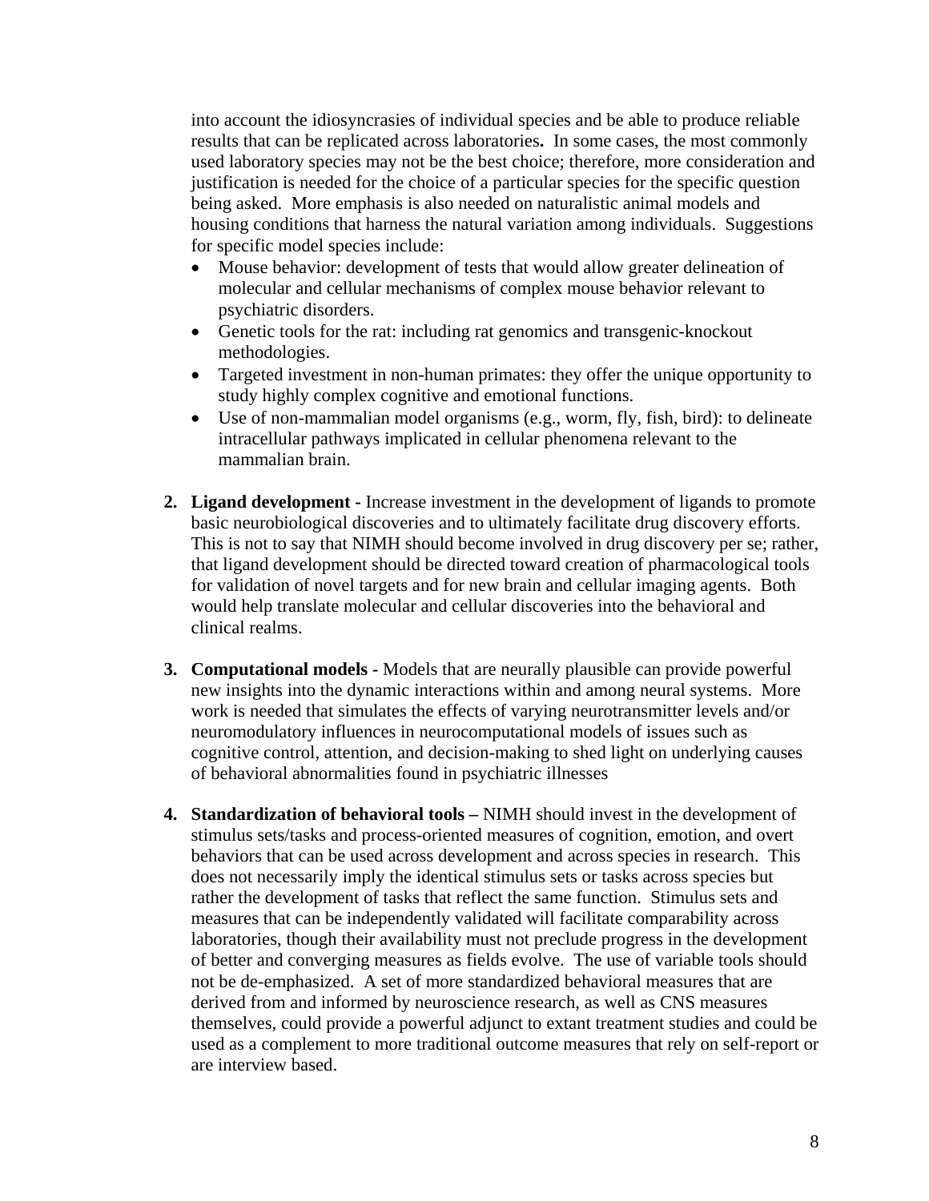into account the idiosyncrasies of individual species and be able to produce reliable results that can be replicated across laboratories**.** In some cases, the most commonly used laboratory species may not be the best choice; therefore, more consideration and justification is needed for the choice of a particular species for the specific question being asked. More emphasis is also needed on naturalistic animal models and housing conditions that harness the natural variation among individuals. Suggestions for specific model species include:

- Mouse behavior: development of tests that would allow greater delineation of molecular and cellular mechanisms of complex mouse behavior relevant to psychiatric disorders.
- Genetic tools for the rat: including rat genomics and transgenic-knockout methodologies.
- Targeted investment in non-human primates: they offer the unique opportunity to study highly complex cognitive and emotional functions.
- Use of non-mammalian model organisms (e.g., worm, fly, fish, bird): to delineate intracellular pathways implicated in cellular phenomena relevant to the mammalian brain.

2. **Ligand development -** Increase investment in the development of ligands to promote basic neurobiological discoveries and to ultimately facilitate drug discovery efforts. This is not to say that NIMH should become involved in drug discovery per se; rather, that ligand development should be directed toward creation of pharmacological tools for validation of novel targets and for new brain and cellular imaging agents. Both would help translate molecular and cellular discoveries into the behavioral and clinical realms.

3. **Computational models -** Models that are neurally plausible can provide powerful new insights into the dynamic interactions within and among neural systems. More work is needed that simulates the effects of varying neurotransmitter levels and/or neuromodulatory influences in neurocomputational models of issues such as cognitive control, attention, and decision-making to shed light on underlying causes of behavioral abnormalities found in psychiatric illnesses

4. **Standardization of behavioral tools –** NIMH should invest in the development of stimulus sets/tasks and process-oriented measures of cognition, emotion, and overt behaviors that can be used across development and across species in research. This does not necessarily imply the identical stimulus sets or tasks across species but rather the development of tasks that reflect the same function. Stimulus sets and measures that can be independently validated will facilitate comparability across laboratories, though their availability must not preclude progress in the development of better and converging measures as fields evolve. The use of variable tools should not be de-emphasized. A set of more standardized behavioral measures that are derived from and informed by neuroscience research, as well as CNS measures themselves, could provide a powerful adjunct to extant treatment studies and could be used as a complement to more traditional outcome measures that rely on self-report or are interview based.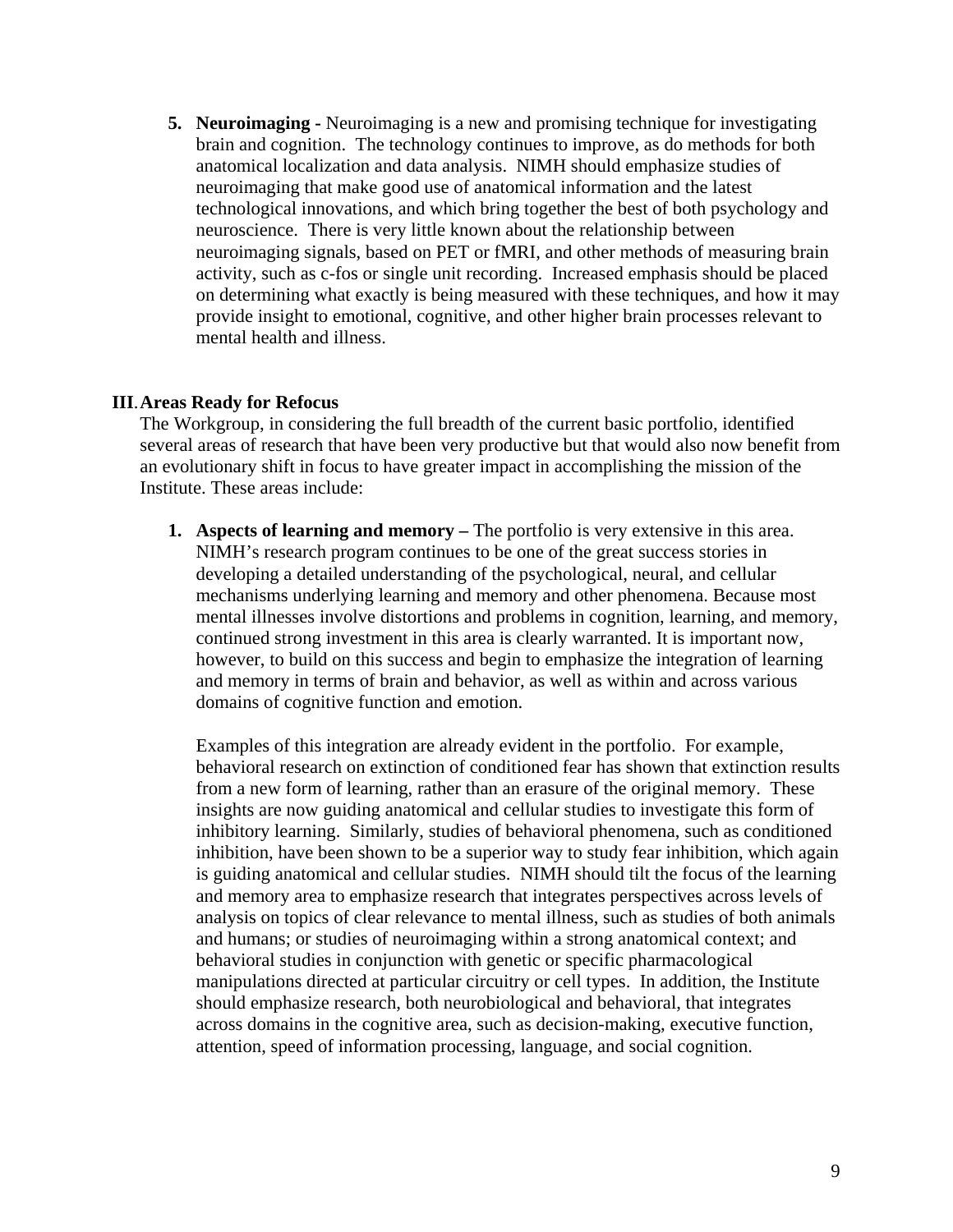5. **Neuroimaging -** Neuroimaging is a new and promising technique for investigating brain and cognition. The technology continues to improve, as do methods for both anatomical localization and data analysis. NIMH should emphasize studies of neuroimaging that make good use of anatomical information and the latest technological innovations, and which bring together the best of both psychology and neuroscience. There is very little known about the relationship between neuroimaging signals, based on PET or fMRI, and other methods of measuring brain activity, such as c-fos or single unit recording. Increased emphasis should be placed on determining what exactly is being measured with these techniques, and how it may provide insight to emotional, cognitive, and other higher brain processes relevant to mental health and illness.

## III. Areas Ready for Refocus

The Workgroup, in considering the full breadth of the current basic portfolio, identified several areas of research that have been very productive but that would also now benefit from an evolutionary shift in focus to have greater impact in accomplishing the mission of the Institute. These areas include:

1. **Aspects of learning and memory –** The portfolio is very extensive in this area. NIMH's research program continues to be one of the great success stories in developing a detailed understanding of the psychological, neural, and cellular mechanisms underlying learning and memory and other phenomena. Because most mental illnesses involve distortions and problems in cognition, learning, and memory, continued strong investment in this area is clearly warranted. It is important now, however, to build on this success and begin to emphasize the integration of learning and memory in terms of brain and behavior, as well as within and across various domains of cognitive function and emotion.

   Examples of this integration are already evident in the portfolio. For example, behavioral research on extinction of conditioned fear has shown that extinction results from a new form of learning, rather than an erasure of the original memory. These insights are now guiding anatomical and cellular studies to investigate this form of inhibitory learning. Similarly, studies of behavioral phenomena, such as conditioned inhibition, have been shown to be a superior way to study fear inhibition, which again is guiding anatomical and cellular studies. NIMH should tilt the focus of the learning and memory area to emphasize research that integrates perspectives across levels of analysis on topics of clear relevance to mental illness, such as studies of both animals and humans; or studies of neuroimaging within a strong anatomical context; and behavioral studies in conjunction with genetic or specific pharmacological manipulations directed at particular circuitry or cell types. In addition, the Institute should emphasize research, both neurobiological and behavioral, that integrates across domains in the cognitive area, such as decision-making, executive function, attention, speed of information processing, language, and social cognition.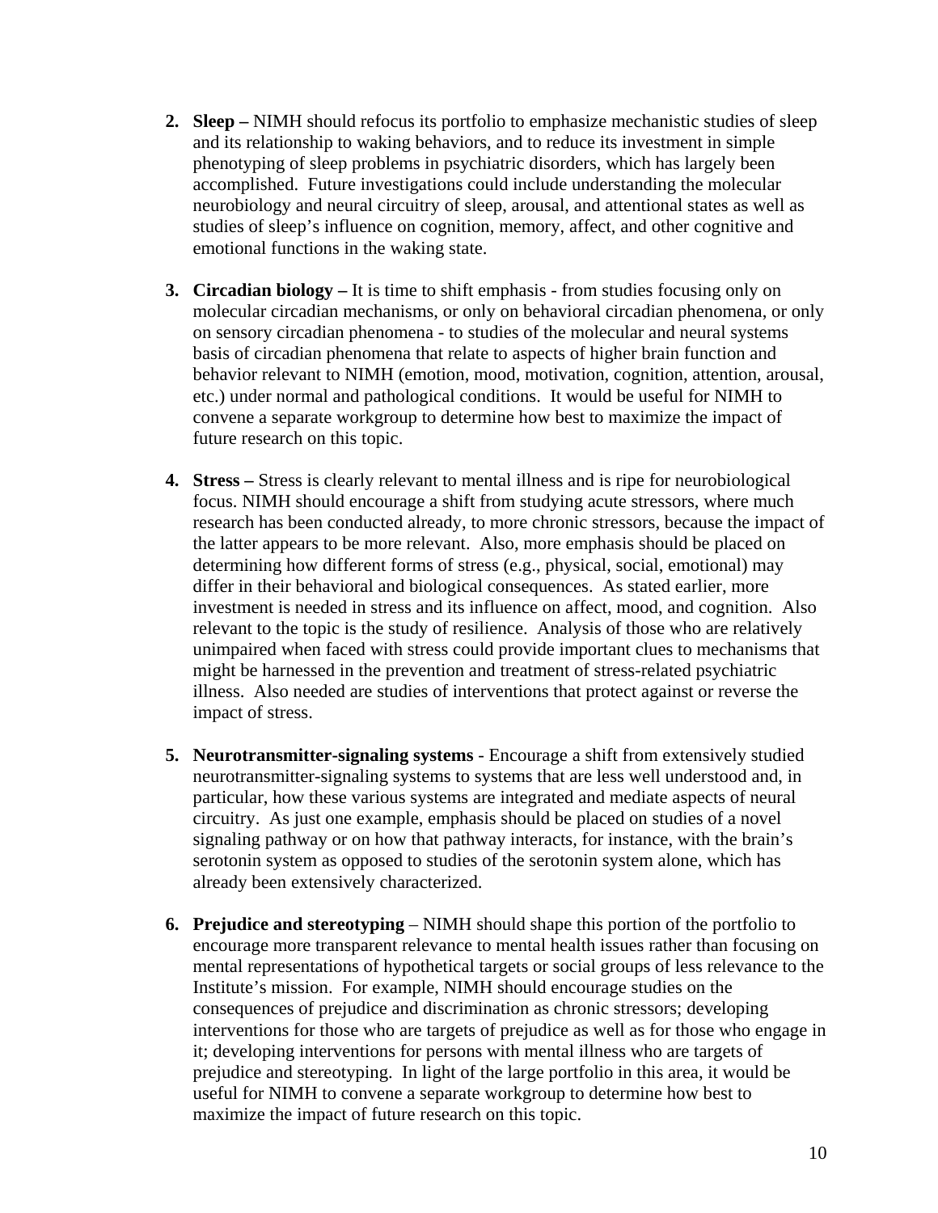2. **Sleep –** NIMH should refocus its portfolio to emphasize mechanistic studies of sleep and its relationship to waking behaviors, and to reduce its investment in simple phenotyping of sleep problems in psychiatric disorders, which has largely been accomplished. Future investigations could include understanding the molecular neurobiology and neural circuitry of sleep, arousal, and attentional states as well as studies of sleep's influence on cognition, memory, affect, and other cognitive and emotional functions in the waking state.

3. **Circadian biology –** It is time to shift emphasis - from studies focusing only on molecular circadian mechanisms, or only on behavioral circadian phenomena, or only on sensory circadian phenomena - to studies of the molecular and neural systems basis of circadian phenomena that relate to aspects of higher brain function and behavior relevant to NIMH (emotion, mood, motivation, cognition, attention, arousal, etc.) under normal and pathological conditions. It would be useful for NIMH to convene a separate workgroup to determine how best to maximize the impact of future research on this topic.

4. **Stress –** Stress is clearly relevant to mental illness and is ripe for neurobiological focus. NIMH should encourage a shift from studying acute stressors, where much research has been conducted already, to more chronic stressors, because the impact of the latter appears to be more relevant. Also, more emphasis should be placed on determining how different forms of stress (e.g., physical, social, emotional) may differ in their behavioral and biological consequences. As stated earlier, more investment is needed in stress and its influence on affect, mood, and cognition. Also relevant to the topic is the study of resilience. Analysis of those who are relatively unimpaired when faced with stress could provide important clues to mechanisms that might be harnessed in the prevention and treatment of stress-related psychiatric illness. Also needed are studies of interventions that protect against or reverse the impact of stress.

5. **Neurotransmitter-signaling systems** - Encourage a shift from extensively studied neurotransmitter-signaling systems to systems that are less well understood and, in particular, how these various systems are integrated and mediate aspects of neural circuitry. As just one example, emphasis should be placed on studies of a novel signaling pathway or on how that pathway interacts, for instance, with the brain's serotonin system as opposed to studies of the serotonin system alone, which has already been extensively characterized.

6. **Prejudice and stereotyping** – NIMH should shape this portion of the portfolio to encourage more transparent relevance to mental health issues rather than focusing on mental representations of hypothetical targets or social groups of less relevance to the Institute's mission. For example, NIMH should encourage studies on the consequences of prejudice and discrimination as chronic stressors; developing interventions for those who are targets of prejudice as well as for those who engage in it; developing interventions for persons with mental illness who are targets of prejudice and stereotyping. In light of the large portfolio in this area, it would be useful for NIMH to convene a separate workgroup to determine how best to maximize the impact of future research on this topic.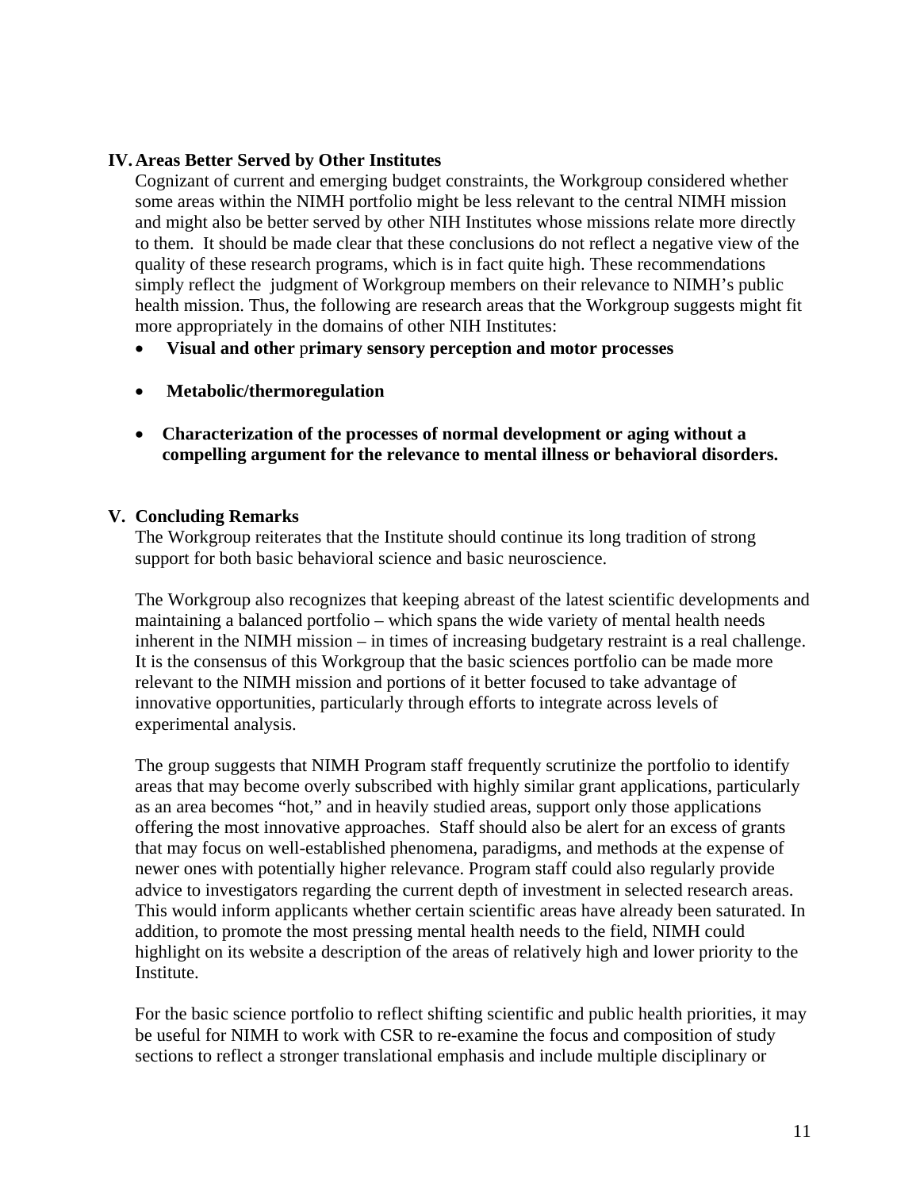## IV. Areas Better Served by Other Institutes

Cognizant of current and emerging budget constraints, the Workgroup considered whether some areas within the NIMH portfolio might be less relevant to the central NIMH mission and might also be better served by other NIH Institutes whose missions relate more directly to them. It should be made clear that these conclusions do not reflect a negative view of the quality of these research programs, which is in fact quite high. These recommendations simply reflect the judgment of Workgroup members on their relevance to NIMH's public health mission. Thus, the following are research areas that the Workgroup suggests might fit more appropriately in the domains of other NIH Institutes:

- **Visual and other** p**rimary sensory perception and motor processes**
- **Metabolic/thermoregulation**
- **Characterization of the processes of normal development or aging without a compelling argument for the relevance to mental illness or behavioral disorders.**

## V. Concluding Remarks

The Workgroup reiterates that the Institute should continue its long tradition of strong support for both basic behavioral science and basic neuroscience.

The Workgroup also recognizes that keeping abreast of the latest scientific developments and maintaining a balanced portfolio – which spans the wide variety of mental health needs inherent in the NIMH mission – in times of increasing budgetary restraint is a real challenge. It is the consensus of this Workgroup that the basic sciences portfolio can be made more relevant to the NIMH mission and portions of it better focused to take advantage of innovative opportunities, particularly through efforts to integrate across levels of experimental analysis.

The group suggests that NIMH Program staff frequently scrutinize the portfolio to identify areas that may become overly subscribed with highly similar grant applications, particularly as an area becomes "hot," and in heavily studied areas, support only those applications offering the most innovative approaches. Staff should also be alert for an excess of grants that may focus on well-established phenomena, paradigms, and methods at the expense of newer ones with potentially higher relevance. Program staff could also regularly provide advice to investigators regarding the current depth of investment in selected research areas. This would inform applicants whether certain scientific areas have already been saturated. In addition, to promote the most pressing mental health needs to the field, NIMH could highlight on its website a description of the areas of relatively high and lower priority to the Institute.

For the basic science portfolio to reflect shifting scientific and public health priorities, it may be useful for NIMH to work with CSR to re-examine the focus and composition of study sections to reflect a stronger translational emphasis and include multiple disciplinary or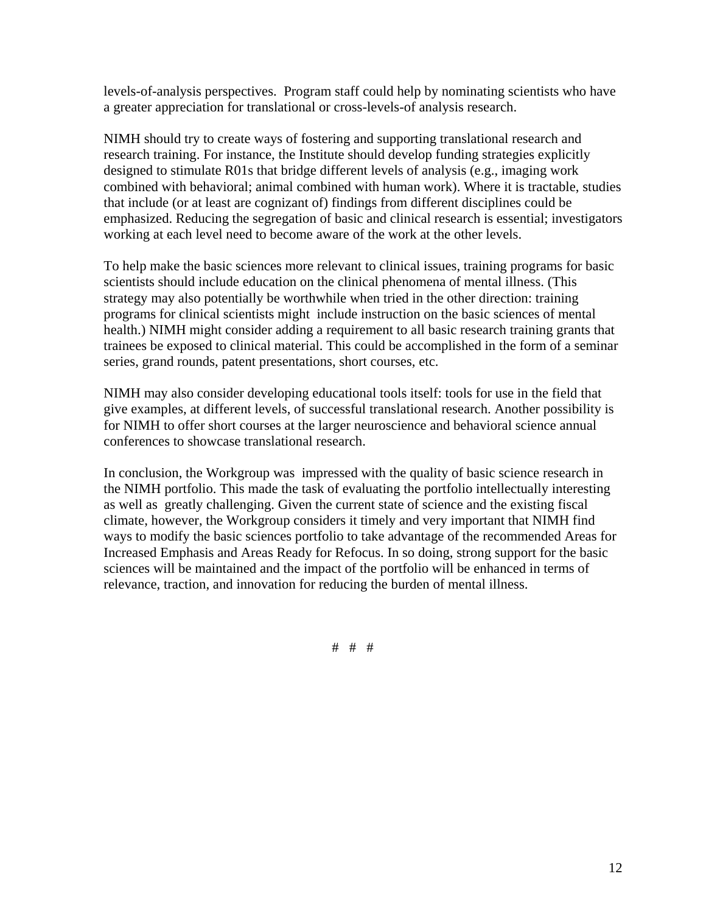levels-of-analysis perspectives. Program staff could help by nominating scientists who have a greater appreciation for translational or cross-levels-of analysis research.

NIMH should try to create ways of fostering and supporting translational research and research training. For instance, the Institute should develop funding strategies explicitly designed to stimulate R01s that bridge different levels of analysis (e.g., imaging work combined with behavioral; animal combined with human work). Where it is tractable, studies that include (or at least are cognizant of) findings from different disciplines could be emphasized. Reducing the segregation of basic and clinical research is essential; investigators working at each level need to become aware of the work at the other levels.

To help make the basic sciences more relevant to clinical issues, training programs for basic scientists should include education on the clinical phenomena of mental illness. (This strategy may also potentially be worthwhile when tried in the other direction: training programs for clinical scientists might include instruction on the basic sciences of mental health.) NIMH might consider adding a requirement to all basic research training grants that trainees be exposed to clinical material. This could be accomplished in the form of a seminar series, grand rounds, patent presentations, short courses, etc.

NIMH may also consider developing educational tools itself: tools for use in the field that give examples, at different levels, of successful translational research. Another possibility is for NIMH to offer short courses at the larger neuroscience and behavioral science annual conferences to showcase translational research.

In conclusion, the Workgroup was impressed with the quality of basic science research in the NIMH portfolio. This made the task of evaluating the portfolio intellectually interesting as well as greatly challenging. Given the current state of science and the existing fiscal climate, however, the Workgroup considers it timely and very important that NIMH find ways to modify the basic sciences portfolio to take advantage of the recommended Areas for Increased Emphasis and Areas Ready for Refocus. In so doing, strong support for the basic sciences will be maintained and the impact of the portfolio will be enhanced in terms of relevance, traction, and innovation for reducing the burden of mental illness.

# # #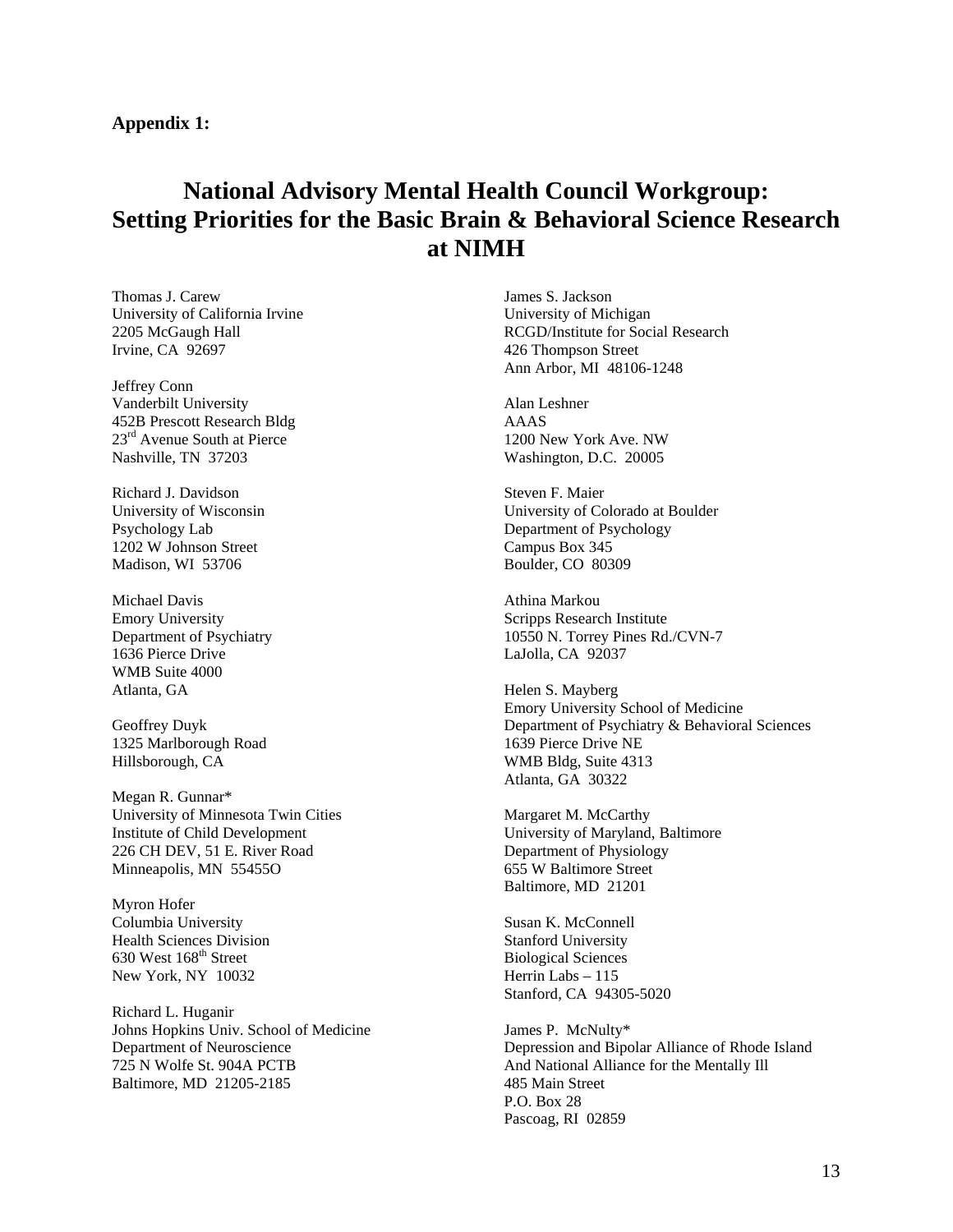**Appendix 1:**

# National Advisory Mental Health Council Workgroup: Setting Priorities for the Basic Brain & Behavioral Science Research at NIMH

Thomas J. Carew
University of California Irvine
2205 McGaugh Hall
Irvine, CA 92697

Jeffrey Conn
Vanderbilt University
452B Prescott Research Bldg
23rd Avenue South at Pierce
Nashville, TN 37203

Richard J. Davidson
University of Wisconsin
Psychology Lab
1202 W Johnson Street
Madison, WI 53706

Michael Davis
Emory University
Department of Psychiatry
1636 Pierce Drive
WMB Suite 4000
Atlanta, GA

Geoffrey Duyk
1325 Marlborough Road
Hillsborough, CA

Megan R. Gunnar*
University of Minnesota Twin Cities
Institute of Child Development
226 CH DEV, 51 E. River Road
Minneapolis, MN 55455O

Myron Hofer
Columbia University
Health Sciences Division
630 West 168th Street
New York, NY 10032

Richard L. Huganir
Johns Hopkins Univ. School of Medicine
Department of Neuroscience
725 N Wolfe St. 904A PCTB
Baltimore, MD 21205-2185

James S. Jackson
University of Michigan
RCGD/Institute for Social Research
426 Thompson Street
Ann Arbor, MI 48106-1248

Alan Leshner
AAAS
1200 New York Ave. NW
Washington, D.C. 20005

Steven F. Maier
University of Colorado at Boulder
Department of Psychology
Campus Box 345
Boulder, CO 80309

Athina Markou
Scripps Research Institute
10550 N. Torrey Pines Rd./CVN-7
LaJolla, CA 92037

Helen S. Mayberg
Emory University School of Medicine
Department of Psychiatry & Behavioral Sciences
1639 Pierce Drive NE
WMB Bldg, Suite 4313
Atlanta, GA 30322

Margaret M. McCarthy
University of Maryland, Baltimore
Department of Physiology
655 W Baltimore Street
Baltimore, MD 21201

Susan K. McConnell
Stanford University
Biological Sciences
Herrin Labs – 115
Stanford, CA 94305-5020

James P. McNulty*
Depression and Bipolar Alliance of Rhode Island
And National Alliance for the Mentally Ill
485 Main Street
P.O. Box 28
Pascoag, RI 02859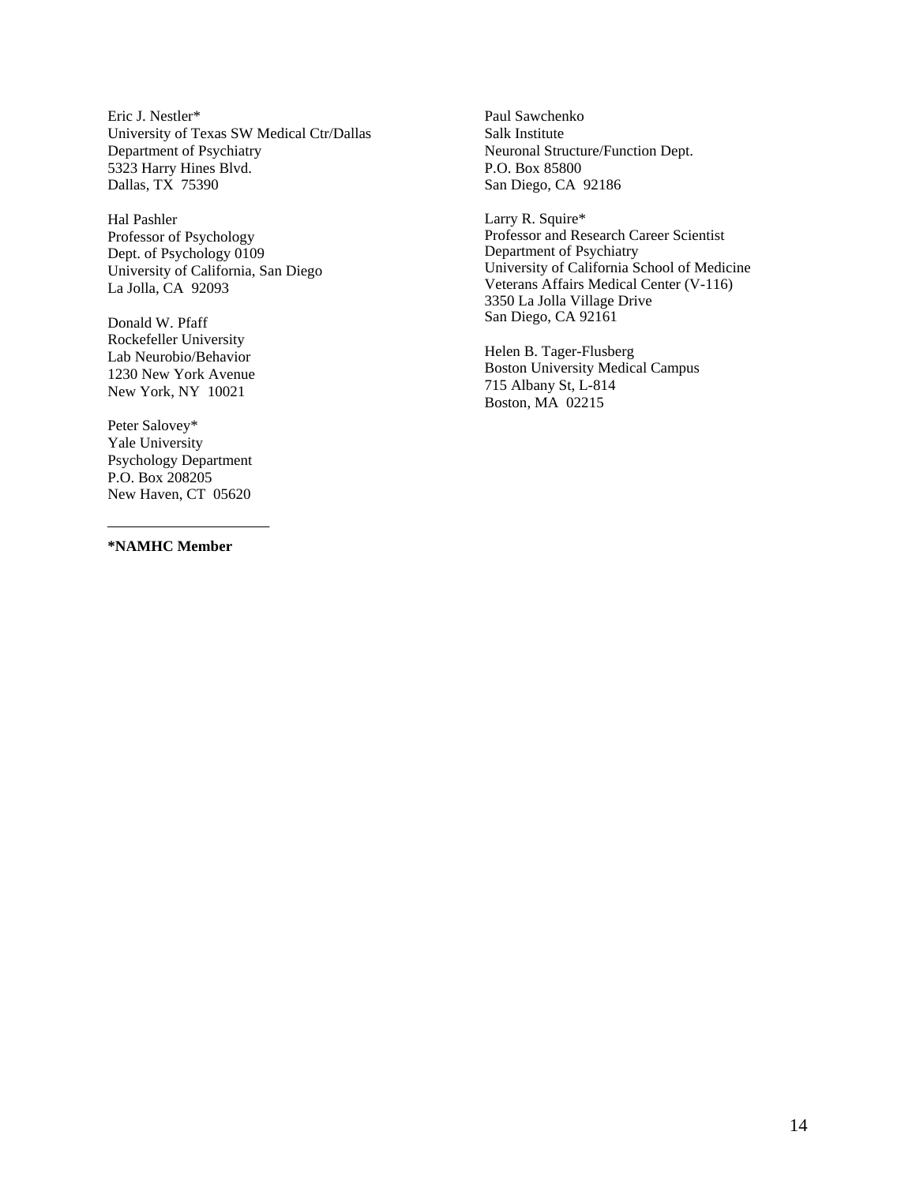Eric J. Nestler*
University of Texas SW Medical Ctr/Dallas
Department of Psychiatry
5323 Harry Hines Blvd.
Dallas, TX 75390

Hal Pashler
Professor of Psychology
Dept. of Psychology 0109
University of California, San Diego
La Jolla, CA 92093

Donald W. Pfaff
Rockefeller University
Lab Neurobio/Behavior
1230 New York Avenue
New York, NY 10021

Peter Salovey*
Yale University
Psychology Department
P.O. Box 208205
New Haven, CT 05620

Paul Sawchenko
Salk Institute
Neuronal Structure/Function Dept.
P.O. Box 85800
San Diego, CA 92186

Larry R. Squire*
Professor and Research Career Scientist
Department of Psychiatry
University of California School of Medicine
Veterans Affairs Medical Center (V-116)
3350 La Jolla Village Drive
San Diego, CA 92161

Helen B. Tager-Flusberg
Boston University Medical Campus
715 Albany St, L-814
Boston, MA 02215

---

**\*NAMHC Member**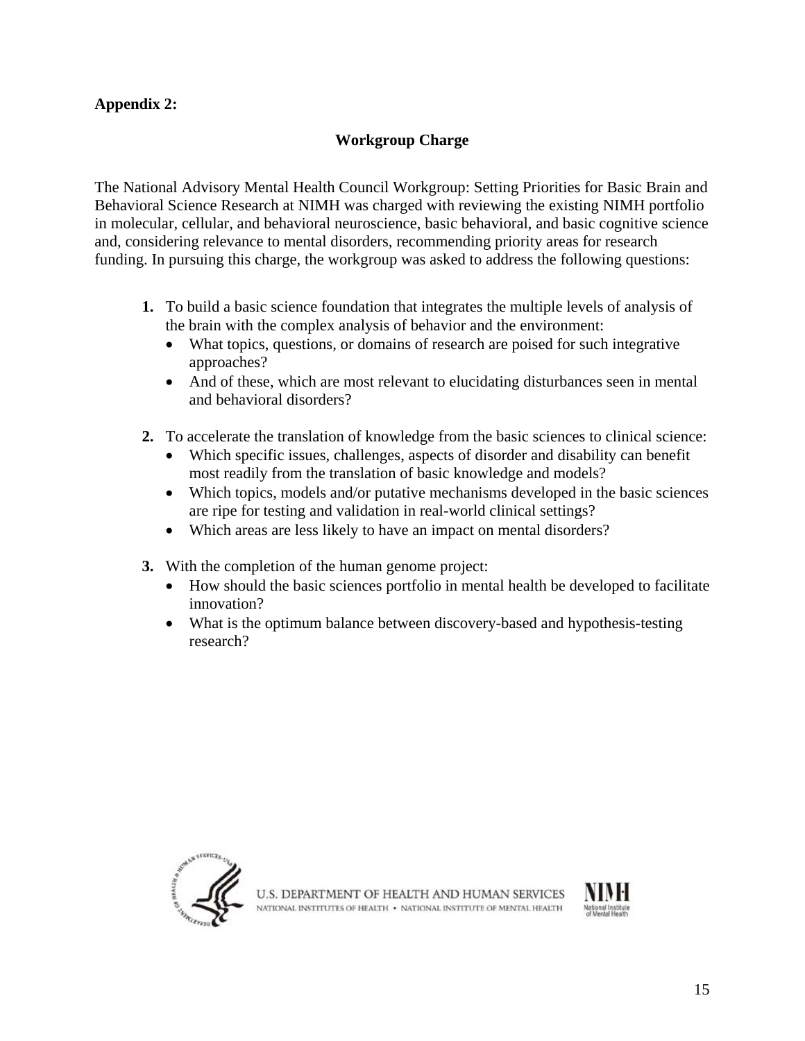**Appendix 2:**

## Workgroup Charge

The National Advisory Mental Health Council Workgroup: Setting Priorities for Basic Brain and Behavioral Science Research at NIMH was charged with reviewing the existing NIMH portfolio in molecular, cellular, and behavioral neuroscience, basic behavioral, and basic cognitive science and, considering relevance to mental disorders, recommending priority areas for research funding. In pursuing this charge, the workgroup was asked to address the following questions:

1. To build a basic science foundation that integrates the multiple levels of analysis of the brain with the complex analysis of behavior and the environment:
   - What topics, questions, or domains of research are poised for such integrative approaches?
   - And of these, which are most relevant to elucidating disturbances seen in mental and behavioral disorders?

2. To accelerate the translation of knowledge from the basic sciences to clinical science:
   - Which specific issues, challenges, aspects of disorder and disability can benefit most readily from the translation of basic knowledge and models?
   - Which topics, models and/or putative mechanisms developed in the basic sciences are ripe for testing and validation in real-world clinical settings?
   - Which areas are less likely to have an impact on mental disorders?

3. With the completion of the human genome project:
   - How should the basic sciences portfolio in mental health be developed to facilitate innovation?
   - What is the optimum balance between discovery-based and hypothesis-testing research?

U.S. DEPARTMENT OF HEALTH AND HUMAN SERVICES
NATIONAL INSTITUTES OF HEALTH • NATIONAL INSTITUTE OF MENTAL HEALTH

NIMH
National Institute of Mental Health